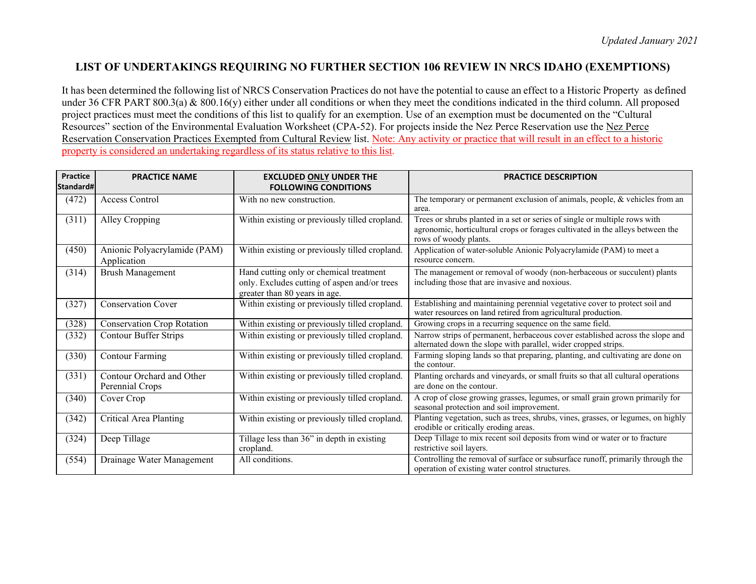*Updated January 2021*

# LIST OF UNDERTAKINGS REQUIRING NO FURTHER SECTION 106 REVIEW IN NRCS IDAHO (EXEMPTIONS)

It has been determined the following list of NRCS Conservation Practices do not have the potential to cause an effect to a Historic Property as defined under 36 CFR PART 800.3(a) & 800.16(y) either under all conditions or when they meet the conditions indicated in the third column. All proposed project practices must meet the conditions of this list to qualify for an exemption. Use of an exemption must be documented on the "Cultural Resources" section of the Environmental Evaluation Worksheet (CPA-52). For projects inside the Nez Perce Reservation use the Nez Perce Reservation Conservation Practices Exempted from Cultural Review list. Note: Any activity or practice that will result in an effect to a historic property is considered an undertaking regardless of its status relative to this list.

| Practice Standard# | PRACTICE NAME | EXCLUDED ONLY UNDER THE FOLLOWING CONDITIONS | PRACTICE DESCRIPTION |
|---|---|---|---|
| (472) | Access Control | With no new construction. | The temporary or permanent exclusion of animals, people, & vehicles from an area. |
| (311) | Alley Cropping | Within existing or previously tilled cropland. | Trees or shrubs planted in a set or series of single or multiple rows with agronomic, horticultural crops or forages cultivated in the alleys between the rows of woody plants. |
| (450) | Anionic Polyacrylamide (PAM) Application | Within existing or previously tilled cropland. | Application of water-soluble Anionic Polyacrylamide (PAM) to meet a resource concern. |
| (314) | Brush Management | Hand cutting only or chemical treatment only. Excludes cutting of aspen and/or trees greater than 80 years in age. | The management or removal of woody (non-herbaceous or succulent) plants including those that are invasive and noxious. |
| (327) | Conservation Cover | Within existing or previously tilled cropland. | Establishing and maintaining perennial vegetative cover to protect soil and water resources on land retired from agricultural production. |
| (328) | Conservation Crop Rotation | Within existing or previously tilled cropland. | Growing crops in a recurring sequence on the same field. |
| (332) | Contour Buffer Strips | Within existing or previously tilled cropland. | Narrow strips of permanent, herbaceous cover established across the slope and alternated down the slope with parallel, wider cropped strips. |
| (330) | Contour Farming | Within existing or previously tilled cropland. | Farming sloping lands so that preparing, planting, and cultivating are done on the contour. |
| (331) | Contour Orchard and Other Perennial Crops | Within existing or previously tilled cropland. | Planting orchards and vineyards, or small fruits so that all cultural operations are done on the contour. |
| (340) | Cover Crop | Within existing or previously tilled cropland. | A crop of close growing grasses, legumes, or small grain grown primarily for seasonal protection and soil improvement. |
| (342) | Critical Area Planting | Within existing or previously tilled cropland. | Planting vegetation, such as trees, shrubs, vines, grasses, or legumes, on highly erodible or critically eroding areas. |
| (324) | Deep Tillage | Tillage less than 36" in depth in existing cropland. | Deep Tillage to mix recent soil deposits from wind or water or to fracture restrictive soil layers. |
| (554) | Drainage Water Management | All conditions. | Controlling the removal of surface or subsurface runoff, primarily through the operation of existing water control structures. |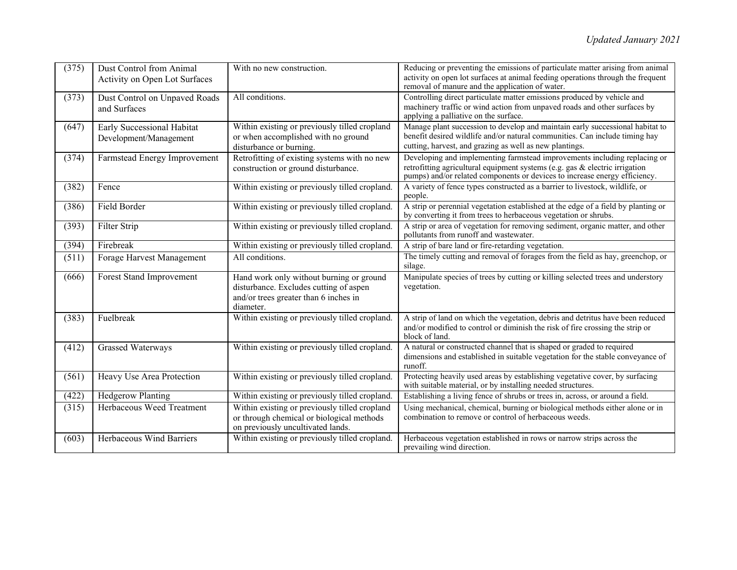| (375) | Dust Control from Animal Activity on Open Lot Surfaces | With no new construction. | Reducing or preventing the emissions of particulate matter arising from animal activity on open lot surfaces at animal feeding operations through the frequent removal of manure and the application of water. |
|---|---|---|---|
| (373) | Dust Control on Unpaved Roads and Surfaces | All conditions. | Controlling direct particulate matter emissions produced by vehicle and machinery traffic or wind action from unpaved roads and other surfaces by applying a palliative on the surface. |
| (647) | Early Successional Habitat Development/Management | Within existing or previously tilled cropland or when accomplished with no ground disturbance or burning. | Manage plant succession to develop and maintain early successional habitat to benefit desired wildlife and/or natural communities. Can include timing hay cutting, harvest, and grazing as well as new plantings. |
| (374) | Farmstead Energy Improvement | Retrofitting of existing systems with no new construction or ground disturbance. | Developing and implementing farmstead improvements including replacing or retrofitting agricultural equipment systems (e.g. gas & electric irrigation pumps) and/or related components or devices to increase energy efficiency. |
| (382) | Fence | Within existing or previously tilled cropland. | A variety of fence types constructed as a barrier to livestock, wildlife, or people. |
| (386) | Field Border | Within existing or previously tilled cropland. | A strip or perennial vegetation established at the edge of a field by planting or by converting it from trees to herbaceous vegetation or shrubs. |
| (393) | Filter Strip | Within existing or previously tilled cropland. | A strip or area of vegetation for removing sediment, organic matter, and other pollutants from runoff and wastewater. |
| (394) | Firebreak | Within existing or previously tilled cropland. | A strip of bare land or fire-retarding vegetation. |
| (511) | Forage Harvest Management | All conditions. | The timely cutting and removal of forages from the field as hay, greenchop, or silage. |
| (666) | Forest Stand Improvement | Hand work only without burning or ground disturbance. Excludes cutting of aspen and/or trees greater than 6 inches in diameter. | Manipulate species of trees by cutting or killing selected trees and understory vegetation. |
| (383) | Fuelbreak | Within existing or previously tilled cropland. | A strip of land on which the vegetation, debris and detritus have been reduced and/or modified to control or diminish the risk of fire crossing the strip or block of land. |
| (412) | Grassed Waterways | Within existing or previously tilled cropland. | A natural or constructed channel that is shaped or graded to required dimensions and established in suitable vegetation for the stable conveyance of runoff. |
| (561) | Heavy Use Area Protection | Within existing or previously tilled cropland. | Protecting heavily used areas by establishing vegetative cover, by surfacing with suitable material, or by installing needed structures. |
| (422) | Hedgerow Planting | Within existing or previously tilled cropland. | Establishing a living fence of shrubs or trees in, across, or around a field. |
| (315) | Herbaceous Weed Treatment | Within existing or previously tilled cropland or through chemical or biological methods on previously uncultivated lands. | Using mechanical, chemical, burning or biological methods either alone or in combination to remove or control of herbaceous weeds. |
| (603) | Herbaceous Wind Barriers | Within existing or previously tilled cropland. | Herbaceous vegetation established in rows or narrow strips across the prevailing wind direction. |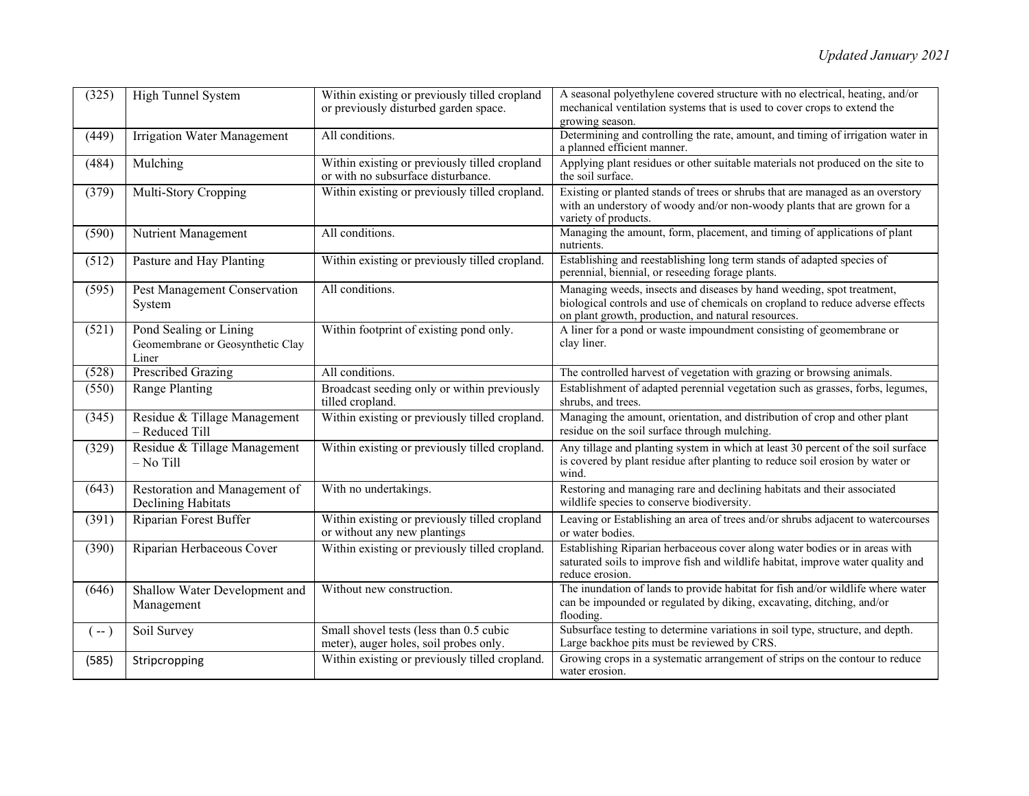| (325) | High Tunnel System | Within existing or previously tilled cropland or previously disturbed garden space. | A seasonal polyethylene covered structure with no electrical, heating, and/or mechanical ventilation systems that is used to cover crops to extend the growing season. |
|---|---|---|---|
| (449) | Irrigation Water Management | All conditions. | Determining and controlling the rate, amount, and timing of irrigation water in a planned efficient manner. |
| (484) | Mulching | Within existing or previously tilled cropland or with no subsurface disturbance. | Applying plant residues or other suitable materials not produced on the site to the soil surface. |
| (379) | Multi-Story Cropping | Within existing or previously tilled cropland. | Existing or planted stands of trees or shrubs that are managed as an overstory with an understory of woody and/or non-woody plants that are grown for a variety of products. |
| (590) | Nutrient Management | All conditions. | Managing the amount, form, placement, and timing of applications of plant nutrients. |
| (512) | Pasture and Hay Planting | Within existing or previously tilled cropland. | Establishing and reestablishing long term stands of adapted species of perennial, biennial, or reseeding forage plants. |
| (595) | Pest Management Conservation System | All conditions. | Managing weeds, insects and diseases by hand weeding, spot treatment, biological controls and use of chemicals on cropland to reduce adverse effects on plant growth, production, and natural resources. |
| (521) | Pond Sealing or Lining Geomembrane or Geosynthetic Clay Liner | Within footprint of existing pond only. | A liner for a pond or waste impoundment consisting of geomembrane or clay liner. |
| (528) | Prescribed Grazing | All conditions. | The controlled harvest of vegetation with grazing or browsing animals. |
| (550) | Range Planting | Broadcast seeding only or within previously tilled cropland. | Establishment of adapted perennial vegetation such as grasses, forbs, legumes, shrubs, and trees. |
| (345) | Residue & Tillage Management – Reduced Till | Within existing or previously tilled cropland. | Managing the amount, orientation, and distribution of crop and other plant residue on the soil surface through mulching. |
| (329) | Residue & Tillage Management – No Till | Within existing or previously tilled cropland. | Any tillage and planting system in which at least 30 percent of the soil surface is covered by plant residue after planting to reduce soil erosion by water or wind. |
| (643) | Restoration and Management of Declining Habitats | With no undertakings. | Restoring and managing rare and declining habitats and their associated wildlife species to conserve biodiversity. |
| (391) | Riparian Forest Buffer | Within existing or previously tilled cropland or without any new plantings | Leaving or Establishing an area of trees and/or shrubs adjacent to watercourses or water bodies. |
| (390) | Riparian Herbaceous Cover | Within existing or previously tilled cropland. | Establishing Riparian herbaceous cover along water bodies or in areas with saturated soils to improve fish and wildlife habitat, improve water quality and reduce erosion. |
| (646) | Shallow Water Development and Management | Without new construction. | The inundation of lands to provide habitat for fish and/or wildlife where water can be impounded or regulated by diking, excavating, ditching, and/or flooding. |
| ( -- ) | Soil Survey | Small shovel tests (less than 0.5 cubic meter), auger holes, soil probes only. | Subsurface testing to determine variations in soil type, structure, and depth. Large backhoe pits must be reviewed by CRS. |
| (585) | Stripcropping | Within existing or previously tilled cropland. | Growing crops in a systematic arrangement of strips on the contour to reduce water erosion. |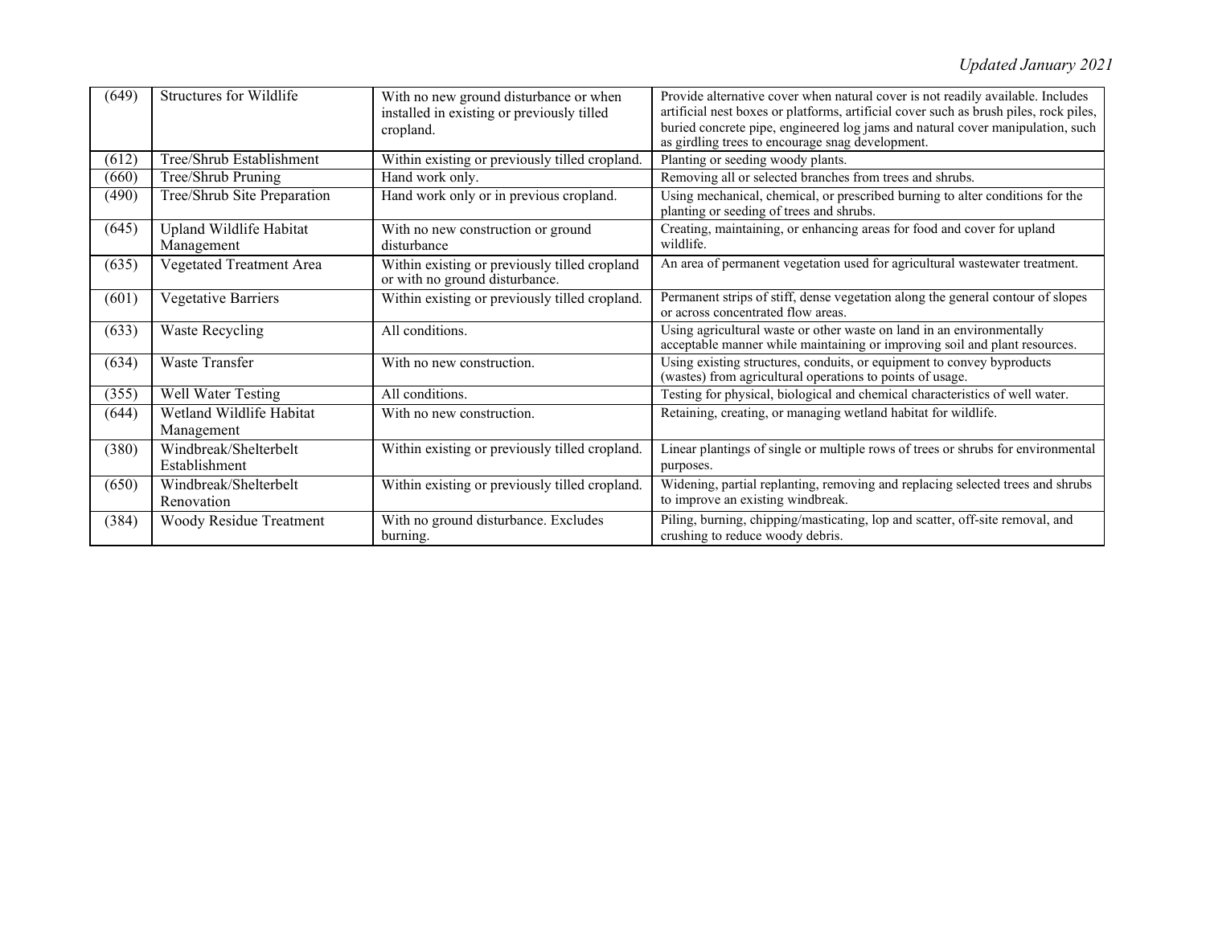| | | | |
|---|---|---|---|
| (649) | Structures for Wildlife | With no new ground disturbance or when installed in existing or previously tilled cropland. | Provide alternative cover when natural cover is not readily available. Includes artificial nest boxes or platforms, artificial cover such as brush piles, rock piles, buried concrete pipe, engineered log jams and natural cover manipulation, such as girdling trees to encourage snag development. |
| (612) | Tree/Shrub Establishment | Within existing or previously tilled cropland. | Planting or seeding woody plants. |
| (660) | Tree/Shrub Pruning | Hand work only. | Removing all or selected branches from trees and shrubs. |
| (490) | Tree/Shrub Site Preparation | Hand work only or in previous cropland. | Using mechanical, chemical, or prescribed burning to alter conditions for the planting or seeding of trees and shrubs. |
| (645) | Upland Wildlife Habitat Management | With no new construction or ground disturbance | Creating, maintaining, or enhancing areas for food and cover for upland wildlife. |
| (635) | Vegetated Treatment Area | Within existing or previously tilled cropland or with no ground disturbance. | An area of permanent vegetation used for agricultural wastewater treatment. |
| (601) | Vegetative Barriers | Within existing or previously tilled cropland. | Permanent strips of stiff, dense vegetation along the general contour of slopes or across concentrated flow areas. |
| (633) | Waste Recycling | All conditions. | Using agricultural waste or other waste on land in an environmentally acceptable manner while maintaining or improving soil and plant resources. |
| (634) | Waste Transfer | With no new construction. | Using existing structures, conduits, or equipment to convey byproducts (wastes) from agricultural operations to points of usage. |
| (355) | Well Water Testing | All conditions. | Testing for physical, biological and chemical characteristics of well water. |
| (644) | Wetland Wildlife Habitat Management | With no new construction. | Retaining, creating, or managing wetland habitat for wildlife. |
| (380) | Windbreak/Shelterbelt Establishment | Within existing or previously tilled cropland. | Linear plantings of single or multiple rows of trees or shrubs for environmental purposes. |
| (650) | Windbreak/Shelterbelt Renovation | Within existing or previously tilled cropland. | Widening, partial replanting, removing and replacing selected trees and shrubs to improve an existing windbreak. |
| (384) | Woody Residue Treatment | With no ground disturbance. Excludes burning. | Piling, burning, chipping/masticating, lop and scatter, off-site removal, and crushing to reduce woody debris. |